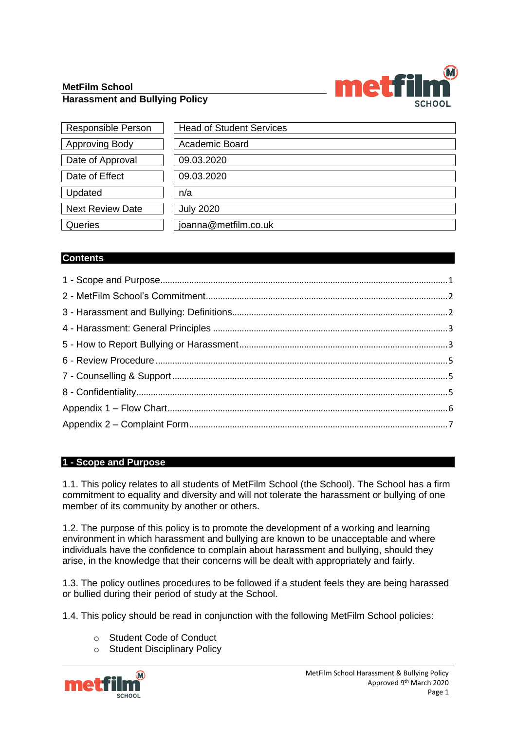**MetFilm School**
**Harassment and Bullying Policy**

| Responsible Person | Head of Student Services |
| --- | --- |
| Approving Body | Academic Board |
| Date of Approval | 09.03.2020 |
| Date of Effect | 09.03.2020 |
| Updated | n/a |
| Next Review Date | July 2020 |
| Queries | joanna@metfilm.co.uk |

## Contents

1 - Scope and Purpose....1
2 - MetFilm School's Commitment....2
3 - Harassment and Bullying: Definitions....2
4 - Harassment: General Principles....3
5 - How to Report Bullying or Harassment....3
6 - Review Procedure....5
7 - Counselling & Support....5
8 - Confidentiality....5
Appendix 1 – Flow Chart....6
Appendix 2 – Complaint Form....7

## 1 - Scope and Purpose

1.1. This policy relates to all students of MetFilm School (the School). The School has a firm commitment to equality and diversity and will not tolerate the harassment or bullying of one member of its community by another or others.

1.2. The purpose of this policy is to promote the development of a working and learning environment in which harassment and bullying are known to be unacceptable and where individuals have the confidence to complain about harassment and bullying, should they arise, in the knowledge that their concerns will be dealt with appropriately and fairly.

1.3. The policy outlines procedures to be followed if a student feels they are being harassed or bullied during their period of study at the School.

1.4. This policy should be read in conjunction with the following MetFilm School policies:

- Student Code of Conduct
- Student Disciplinary Policy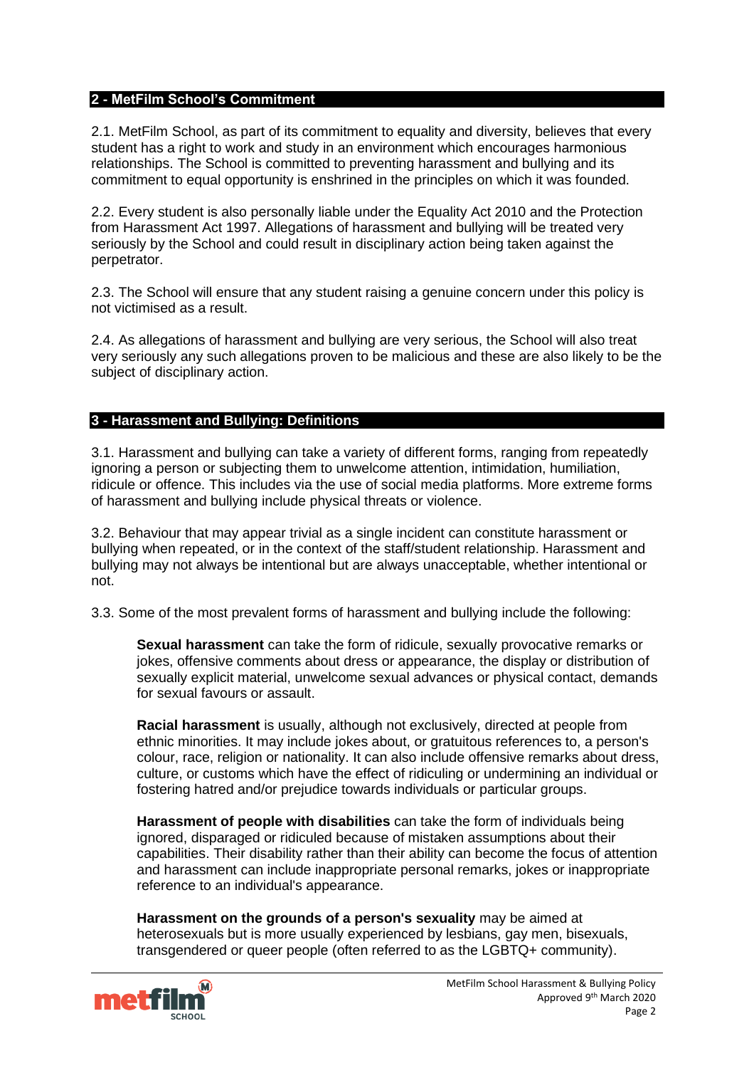## 2 - MetFilm School's Commitment

2.1. MetFilm School, as part of its commitment to equality and diversity, believes that every student has a right to work and study in an environment which encourages harmonious relationships. The School is committed to preventing harassment and bullying and its commitment to equal opportunity is enshrined in the principles on which it was founded.

2.2. Every student is also personally liable under the Equality Act 2010 and the Protection from Harassment Act 1997. Allegations of harassment and bullying will be treated very seriously by the School and could result in disciplinary action being taken against the perpetrator.

2.3. The School will ensure that any student raising a genuine concern under this policy is not victimised as a result.

2.4. As allegations of harassment and bullying are very serious, the School will also treat very seriously any such allegations proven to be malicious and these are also likely to be the subject of disciplinary action.

## 3 - Harassment and Bullying: Definitions

3.1. Harassment and bullying can take a variety of different forms, ranging from repeatedly ignoring a person or subjecting them to unwelcome attention, intimidation, humiliation, ridicule or offence. This includes via the use of social media platforms. More extreme forms of harassment and bullying include physical threats or violence.

3.2. Behaviour that may appear trivial as a single incident can constitute harassment or bullying when repeated, or in the context of the staff/student relationship. Harassment and bullying may not always be intentional but are always unacceptable, whether intentional or not.

3.3. Some of the most prevalent forms of harassment and bullying include the following:

**Sexual harassment** can take the form of ridicule, sexually provocative remarks or jokes, offensive comments about dress or appearance, the display or distribution of sexually explicit material, unwelcome sexual advances or physical contact, demands for sexual favours or assault.

**Racial harassment** is usually, although not exclusively, directed at people from ethnic minorities. It may include jokes about, or gratuitous references to, a person's colour, race, religion or nationality. It can also include offensive remarks about dress, culture, or customs which have the effect of ridiculing or undermining an individual or fostering hatred and/or prejudice towards individuals or particular groups.

**Harassment of people with disabilities** can take the form of individuals being ignored, disparaged or ridiculed because of mistaken assumptions about their capabilities. Their disability rather than their ability can become the focus of attention and harassment can include inappropriate personal remarks, jokes or inappropriate reference to an individual's appearance.

**Harassment on the grounds of a person's sexuality** may be aimed at heterosexuals but is more usually experienced by lesbians, gay men, bisexuals, transgendered or queer people (often referred to as the LGBTQ+ community).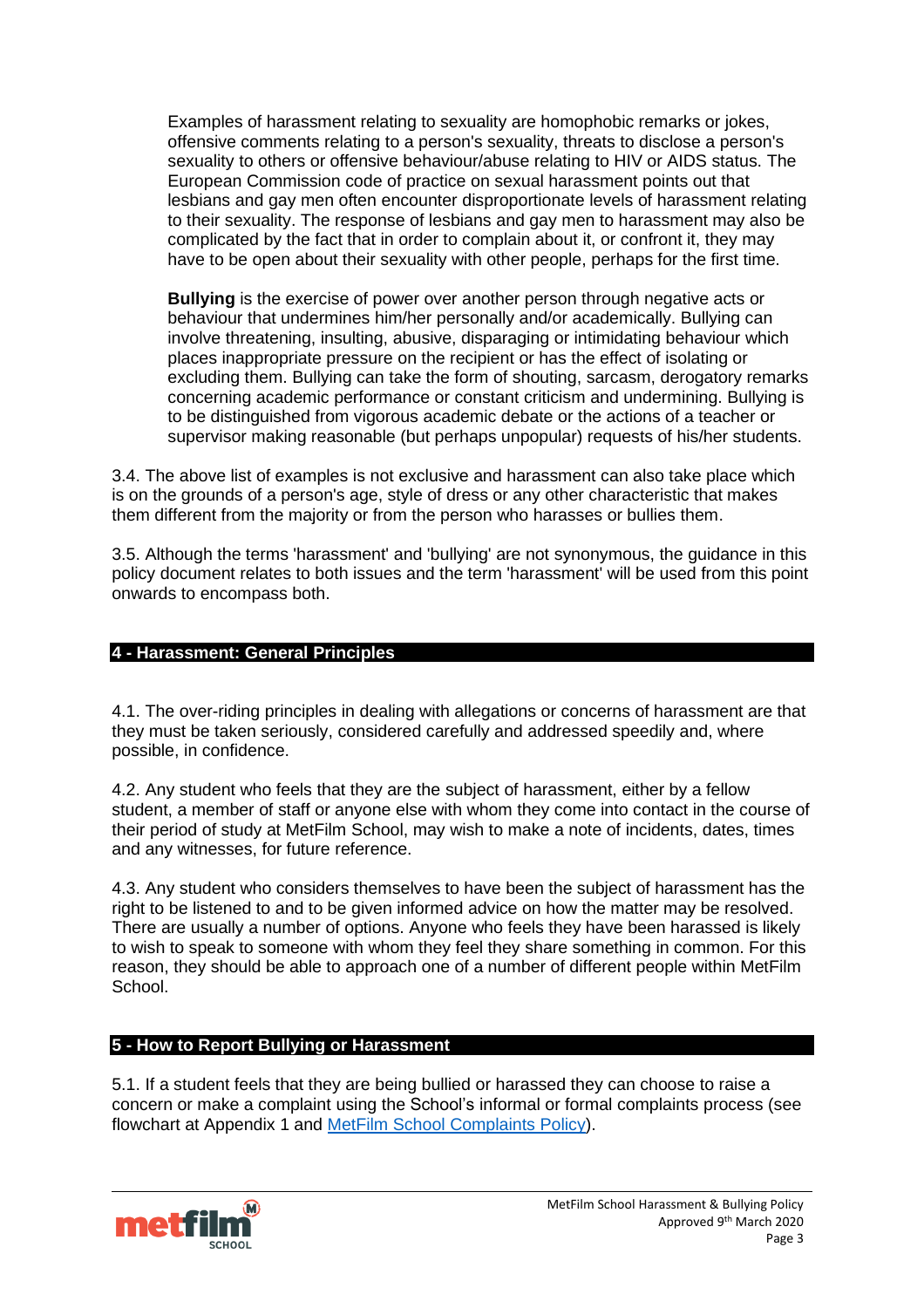Examples of harassment relating to sexuality are homophobic remarks or jokes, offensive comments relating to a person's sexuality, threats to disclose a person's sexuality to others or offensive behaviour/abuse relating to HIV or AIDS status. The European Commission code of practice on sexual harassment points out that lesbians and gay men often encounter disproportionate levels of harassment relating to their sexuality. The response of lesbians and gay men to harassment may also be complicated by the fact that in order to complain about it, or confront it, they may have to be open about their sexuality with other people, perhaps for the first time.

**Bullying** is the exercise of power over another person through negative acts or behaviour that undermines him/her personally and/or academically. Bullying can involve threatening, insulting, abusive, disparaging or intimidating behaviour which places inappropriate pressure on the recipient or has the effect of isolating or excluding them. Bullying can take the form of shouting, sarcasm, derogatory remarks concerning academic performance or constant criticism and undermining. Bullying is to be distinguished from vigorous academic debate or the actions of a teacher or supervisor making reasonable (but perhaps unpopular) requests of his/her students.

3.4. The above list of examples is not exclusive and harassment can also take place which is on the grounds of a person's age, style of dress or any other characteristic that makes them different from the majority or from the person who harasses or bullies them.

3.5. Although the terms 'harassment' and 'bullying' are not synonymous, the guidance in this policy document relates to both issues and the term 'harassment' will be used from this point onwards to encompass both.

## 4 - Harassment: General Principles

4.1. The over-riding principles in dealing with allegations or concerns of harassment are that they must be taken seriously, considered carefully and addressed speedily and, where possible, in confidence.

4.2. Any student who feels that they are the subject of harassment, either by a fellow student, a member of staff or anyone else with whom they come into contact in the course of their period of study at MetFilm School, may wish to make a note of incidents, dates, times and any witnesses, for future reference.

4.3. Any student who considers themselves to have been the subject of harassment has the right to be listened to and to be given informed advice on how the matter may be resolved. There are usually a number of options. Anyone who feels they have been harassed is likely to wish to speak to someone with whom they feel they share something in common. For this reason, they should be able to approach one of a number of different people within MetFilm School.

## 5 - How to Report Bullying or Harassment

5.1. If a student feels that they are being bullied or harassed they can choose to raise a concern or make a complaint using the School's informal or formal complaints process (see flowchart at Appendix 1 and MetFilm School Complaints Policy).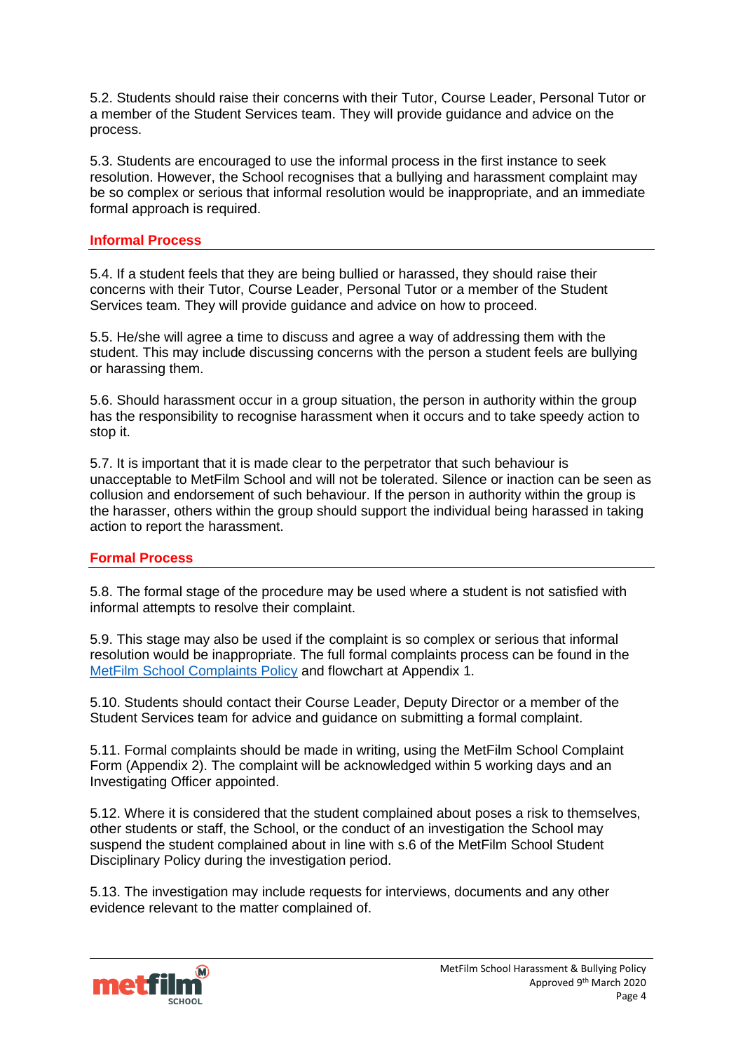5.2. Students should raise their concerns with their Tutor, Course Leader, Personal Tutor or a member of the Student Services team. They will provide guidance and advice on the process.

5.3. Students are encouraged to use the informal process in the first instance to seek resolution. However, the School recognises that a bullying and harassment complaint may be so complex or serious that informal resolution would be inappropriate, and an immediate formal approach is required.

## Informal Process

5.4. If a student feels that they are being bullied or harassed, they should raise their concerns with their Tutor, Course Leader, Personal Tutor or a member of the Student Services team. They will provide guidance and advice on how to proceed.

5.5. He/she will agree a time to discuss and agree a way of addressing them with the student. This may include discussing concerns with the person a student feels are bullying or harassing them.

5.6. Should harassment occur in a group situation, the person in authority within the group has the responsibility to recognise harassment when it occurs and to take speedy action to stop it.

5.7. It is important that it is made clear to the perpetrator that such behaviour is unacceptable to MetFilm School and will not be tolerated. Silence or inaction can be seen as collusion and endorsement of such behaviour. If the person in authority within the group is the harasser, others within the group should support the individual being harassed in taking action to report the harassment.

## Formal Process

5.8. The formal stage of the procedure may be used where a student is not satisfied with informal attempts to resolve their complaint.

5.9. This stage may also be used if the complaint is so complex or serious that informal resolution would be inappropriate. The full formal complaints process can be found in the MetFilm School Complaints Policy and flowchart at Appendix 1.

5.10. Students should contact their Course Leader, Deputy Director or a member of the Student Services team for advice and guidance on submitting a formal complaint.

5.11. Formal complaints should be made in writing, using the MetFilm School Complaint Form (Appendix 2). The complaint will be acknowledged within 5 working days and an Investigating Officer appointed.

5.12. Where it is considered that the student complained about poses a risk to themselves, other students or staff, the School, or the conduct of an investigation the School may suspend the student complained about in line with s.6 of the MetFilm School Student Disciplinary Policy during the investigation period.

5.13. The investigation may include requests for interviews, documents and any other evidence relevant to the matter complained of.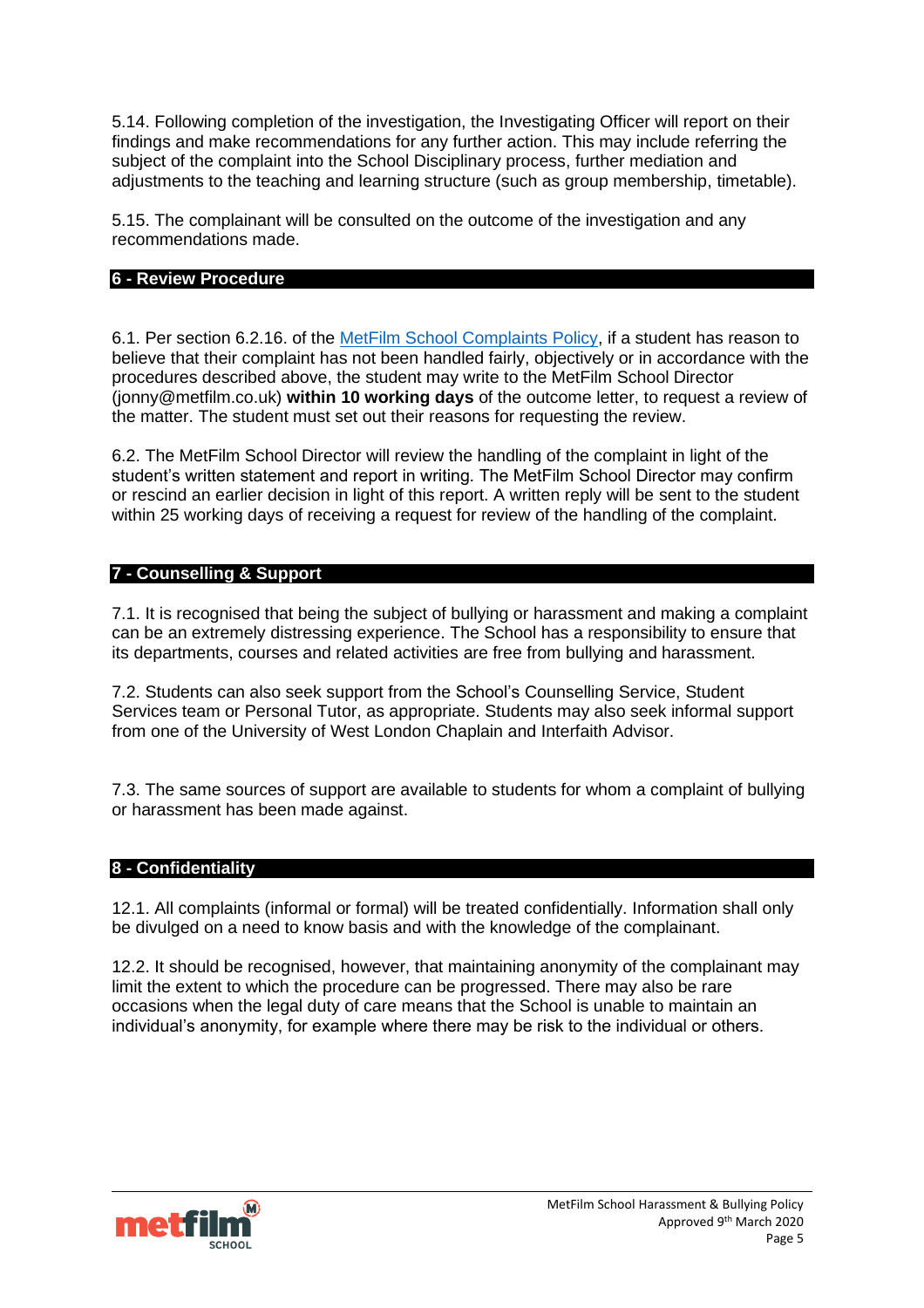5.14. Following completion of the investigation, the Investigating Officer will report on their findings and make recommendations for any further action. This may include referring the subject of the complaint into the School Disciplinary process, further mediation and adjustments to the teaching and learning structure (such as group membership, timetable).

5.15. The complainant will be consulted on the outcome of the investigation and any recommendations made.

## 6 - Review Procedure

6.1. Per section 6.2.16. of the MetFilm School Complaints Policy, if a student has reason to believe that their complaint has not been handled fairly, objectively or in accordance with the procedures described above, the student may write to the MetFilm School Director (jonny@metfilm.co.uk) **within 10 working days** of the outcome letter, to request a review of the matter. The student must set out their reasons for requesting the review.

6.2. The MetFilm School Director will review the handling of the complaint in light of the student's written statement and report in writing. The MetFilm School Director may confirm or rescind an earlier decision in light of this report. A written reply will be sent to the student within 25 working days of receiving a request for review of the handling of the complaint.

## 7 - Counselling & Support

7.1. It is recognised that being the subject of bullying or harassment and making a complaint can be an extremely distressing experience. The School has a responsibility to ensure that its departments, courses and related activities are free from bullying and harassment.

7.2. Students can also seek support from the School's Counselling Service, Student Services team or Personal Tutor, as appropriate. Students may also seek informal support from one of the University of West London Chaplain and Interfaith Advisor.

7.3. The same sources of support are available to students for whom a complaint of bullying or harassment has been made against.

## 8 - Confidentiality

12.1. All complaints (informal or formal) will be treated confidentially. Information shall only be divulged on a need to know basis and with the knowledge of the complainant.

12.2. It should be recognised, however, that maintaining anonymity of the complainant may limit the extent to which the procedure can be progressed. There may also be rare occasions when the legal duty of care means that the School is unable to maintain an individual's anonymity, for example where there may be risk to the individual or others.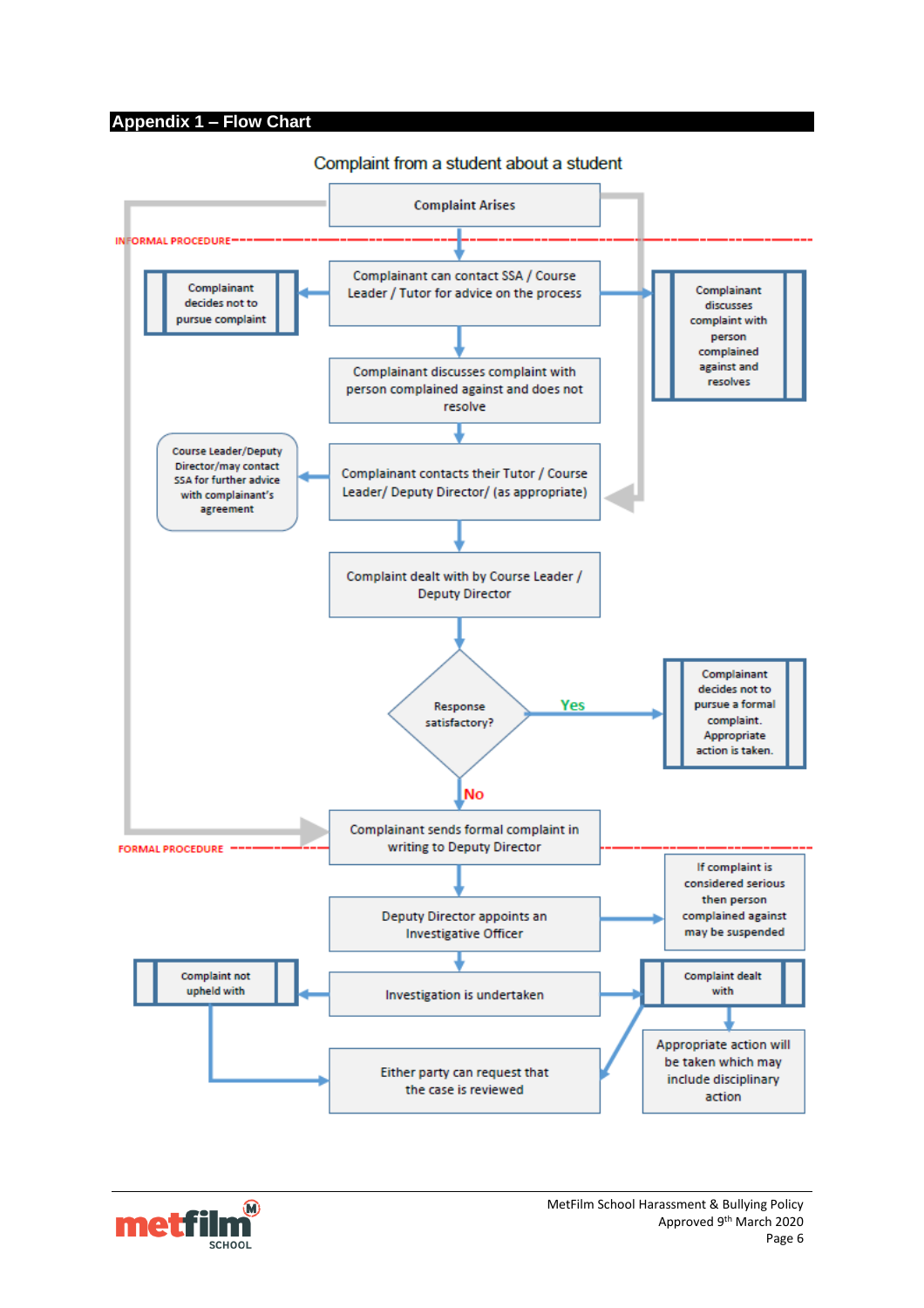## Appendix 1 – Flow Chart

### Complaint from a student about a student

INFORMAL PROCEDURE

- Complaint Arises
- Complainant can contact SSA / Course Leader / Tutor for advice on the process
  - Complainant decides not to pursue complaint
  - Complainant discusses complaint with person complained against and resolves
- Complainant discusses complaint with person complained against and does not resolve
- Complainant contacts their Tutor / Course Leader/ Deputy Director/ (as appropriate)
  - Course Leader/Deputy Director/may contact SSA for further advice with complainant's agreement
- Complaint dealt with by Course Leader / Deputy Director
- Response satisfactory?
  - Yes: Complainant decides not to pursue a formal complaint. Appropriate action is taken.
  - No: Complainant sends formal complaint in writing to Deputy Director

FORMAL PROCEDURE

- Complainant sends formal complaint in writing to Deputy Director
- Deputy Director appoints an Investigative Officer
  - If complaint is considered serious then person complained against may be suspended
- Investigation is undertaken
  - Complaint not upheld with → Either party can request that the case is reviewed
  - Complaint dealt with → Appropriate action will be taken which may include disciplinary action; Either party can request that the case is reviewed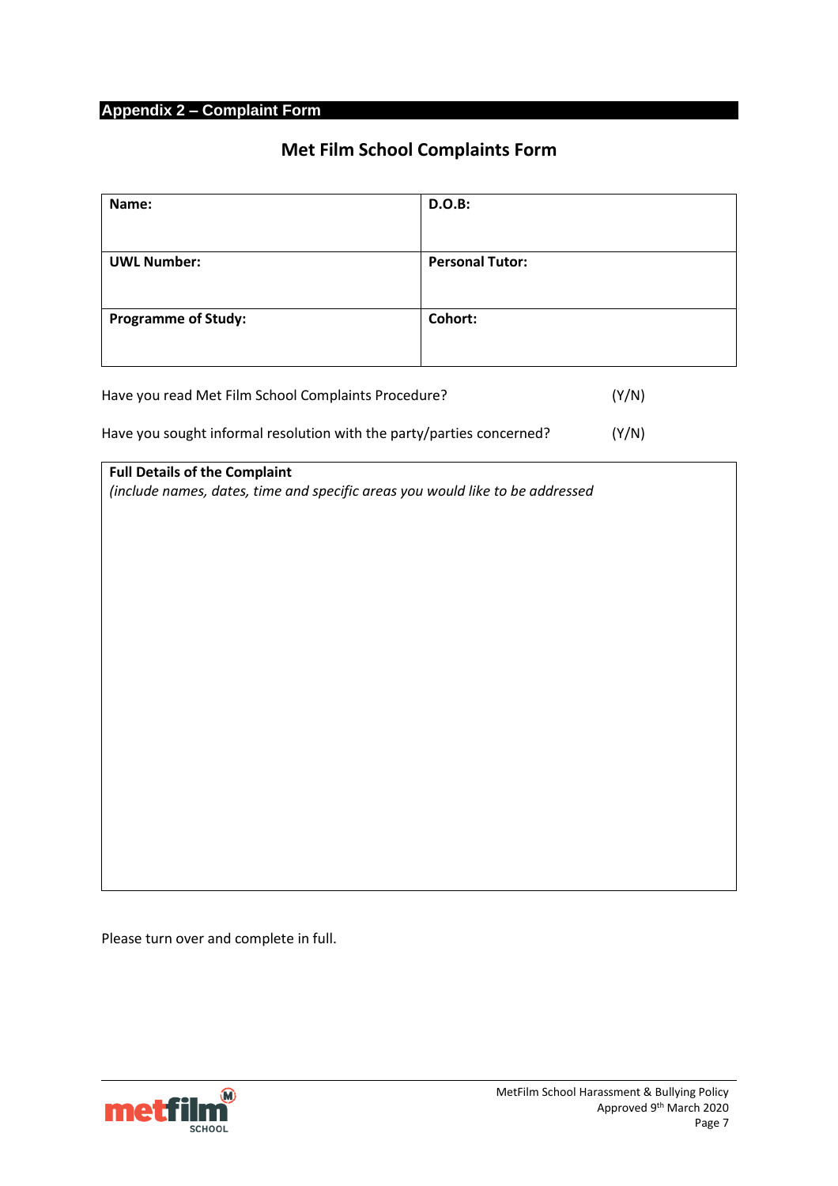## Appendix 2 – Complaint Form

# Met Film School Complaints Form

| Name: | D.O.B: |
|---|---|
| UWL Number: | Personal Tutor: |
| Programme of Study: | Cohort: |

Have you read Met Film School Complaints Procedure? (Y/N)

Have you sought informal resolution with the party/parties concerned? (Y/N)

| Full Details of the Complaint<br>*(include names, dates, time and specific areas you would like to be addressed* |
|---|
| |

Please turn over and complete in full.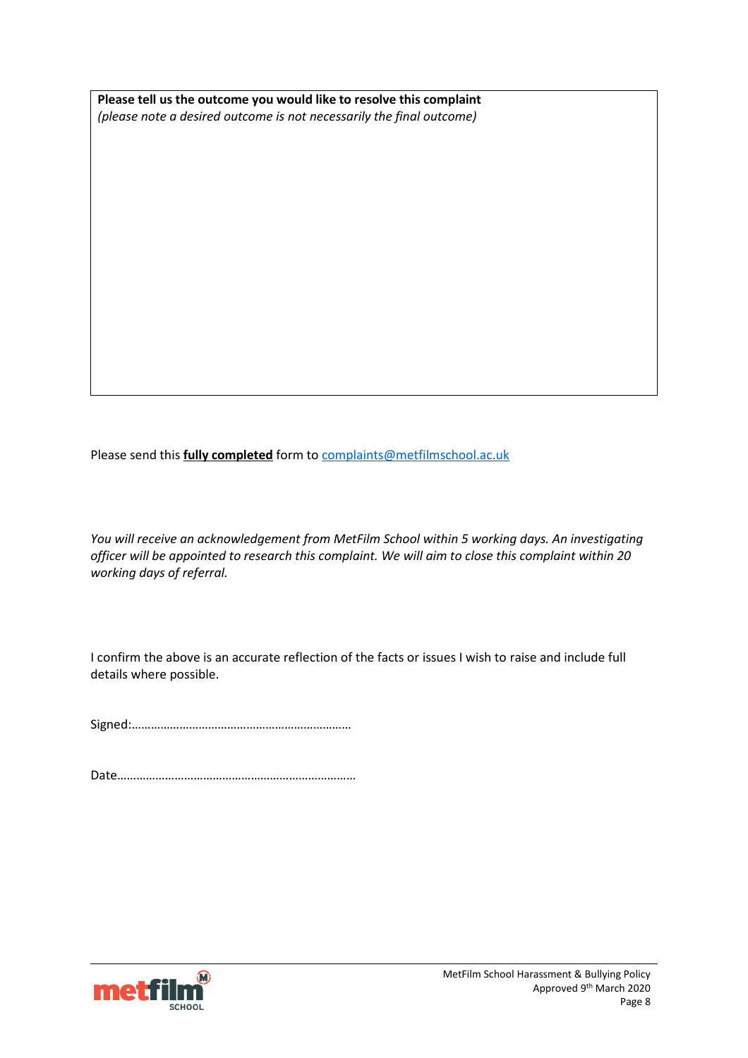| **Please tell us the outcome you would like to resolve this complaint**<br>*(please note a desired outcome is not necessarily the final outcome)* |
| --- |
| |

Please send this **fully completed** form to complaints@metfilmschool.ac.uk

*You will receive an acknowledgement from MetFilm School within 5 working days. An investigating officer will be appointed to research this complaint. We will aim to close this complaint within 20 working days of referral.*

I confirm the above is an accurate reflection of the facts or issues I wish to raise and include full details where possible.

Signed:……………………………………………………………

Date…………………………………………………………………